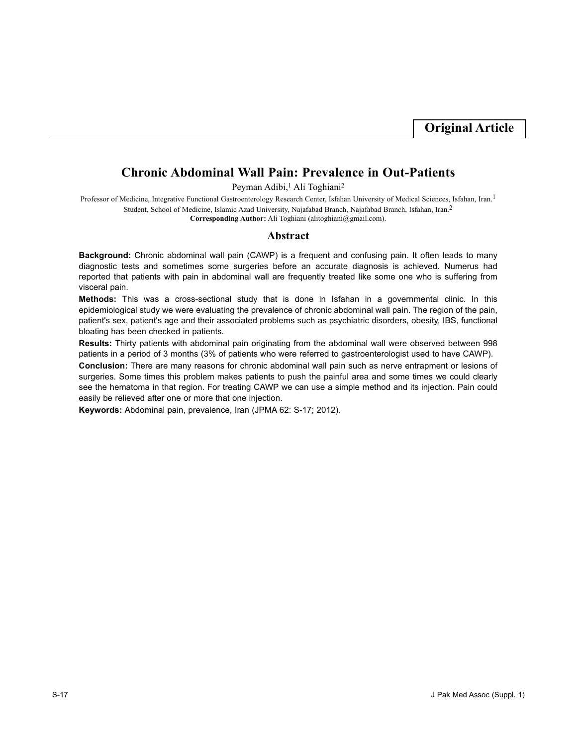**Original Article**

# Chronic Abdominal Wall Pain: Prevalence in Out-Patients

Peyman Adibi,[1] Ali Toghiani[2]

Professor of Medicine, Integrative Functional Gastroenterology Research Center, Isfahan University of Medical Sciences, Isfahan, Iran.[1]
Student, School of Medicine, Islamic Azad University, Najafabad Branch, Najafabad Branch, Isfahan, Iran.[2]
**Corresponding Author:** Ali Toghiani (alitoghiani@gmail.com).

## Abstract

**Background:** Chronic abdominal wall pain (CAWP) is a frequent and confusing pain. It often leads to many diagnostic tests and sometimes some surgeries before an accurate diagnosis is achieved. Numerus had reported that patients with pain in abdominal wall are frequently treated like some one who is suffering from visceral pain.

**Methods:** This was a cross-sectional study that is done in Isfahan in a governmental clinic. In this epidemiological study we were evaluating the prevalence of chronic abdominal wall pain. The region of the pain, patient's sex, patient's age and their associated problems such as psychiatric disorders, obesity, IBS, functional bloating has been checked in patients.

**Results:** Thirty patients with abdominal pain originating from the abdominal wall were observed between 998 patients in a period of 3 months (3% of patients who were referred to gastroenterologist used to have CAWP).

**Conclusion:** There are many reasons for chronic abdominal wall pain such as nerve entrapment or lesions of surgeries. Some times this problem makes patients to push the painful area and some times we could clearly see the hematoma in that region. For treating CAWP we can use a simple method and its injection. Pain could easily be relieved after one or more that one injection.

**Keywords:** Abdominal pain, prevalence, Iran (JPMA 62: S-17; 2012).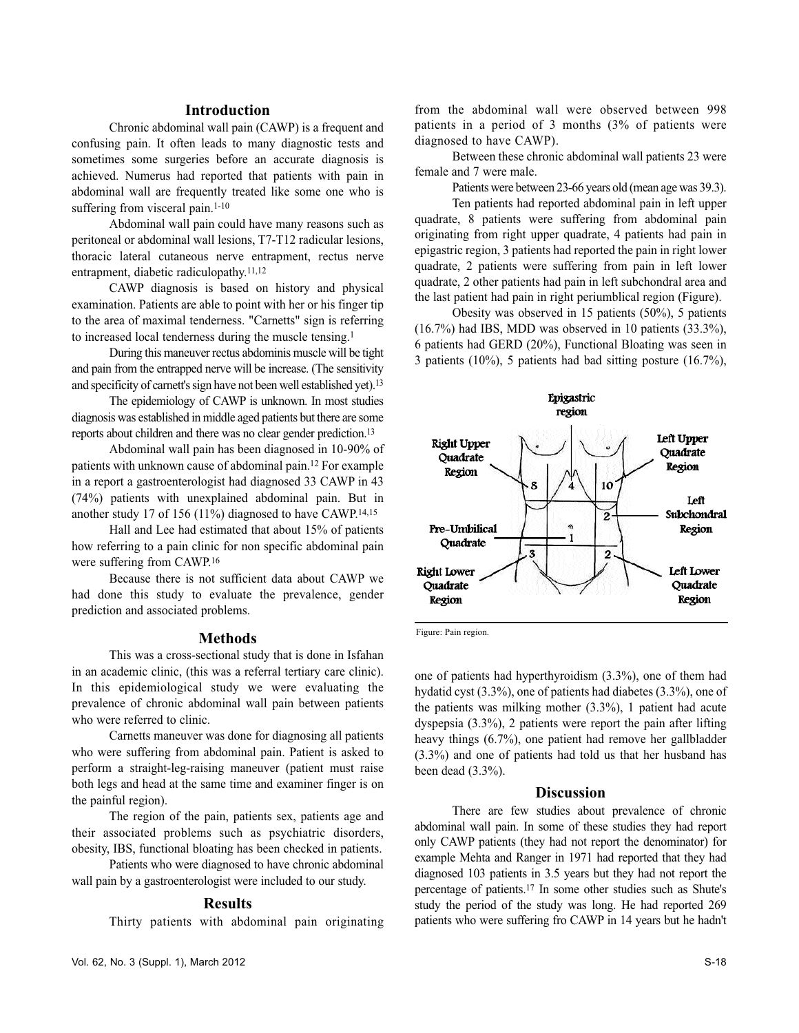## Introduction

Chronic abdominal wall pain (CAWP) is a frequent and confusing pain. It often leads to many diagnostic tests and sometimes some surgeries before an accurate diagnosis is achieved. Numerus had reported that patients with pain in abdominal wall are frequently treated like some one who is suffering from visceral pain.[1-10]

Abdominal wall pain could have many reasons such as peritoneal or abdominal wall lesions, T7-T12 radicular lesions, thoracic lateral cutaneous nerve entrapment, rectus nerve entrapment, diabetic radiculopathy.[11,12]

CAWP diagnosis is based on history and physical examination. Patients are able to point with her or his finger tip to the area of maximal tenderness. "Carnetts" sign is referring to increased local tenderness during the muscle tensing.[1]

During this maneuver rectus abdominis muscle will be tight and pain from the entrapped nerve will be increase. (The sensitivity and specificity of carnett's sign have not been well established yet).[13]

The epidemiology of CAWP is unknown. In most studies diagnosis was established in middle aged patients but there are some reports about children and there was no clear gender prediction.[13]

Abdominal wall pain has been diagnosed in 10-90% of patients with unknown cause of abdominal pain.[12] For example in a report a gastroenterologist had diagnosed 33 CAWP in 43 (74%) patients with unexplained abdominal pain. But in another study 17 of 156 (11%) diagnosed to have CAWP.[14,15]

Hall and Lee had estimated that about 15% of patients how referring to a pain clinic for non specific abdominal pain were suffering from CAWP.[16]

Because there is not sufficient data about CAWP we had done this study to evaluate the prevalence, gender prediction and associated problems.

## Methods

This was a cross-sectional study that is done in Isfahan in an academic clinic, (this was a referral tertiary care clinic). In this epidemiological study we were evaluating the prevalence of chronic abdominal wall pain between patients who were referred to clinic.

Carnetts maneuver was done for diagnosing all patients who were suffering from abdominal pain. Patient is asked to perform a straight-leg-raising maneuver (patient must raise both legs and head at the same time and examiner finger is on the painful region).

The region of the pain, patients sex, patients age and their associated problems such as psychiatric disorders, obesity, IBS, functional bloating has been checked in patients.

Patients who were diagnosed to have chronic abdominal wall pain by a gastroenterologist were included to our study.

## Results

Thirty patients with abdominal pain originating from the abdominal wall were observed between 998 patients in a period of 3 months (3% of patients were diagnosed to have CAWP).

Between these chronic abdominal wall patients 23 were female and 7 were male.

Patients were between 23-66 years old (mean age was 39.3).

Ten patients had reported abdominal pain in left upper quadrate, 8 patients were suffering from abdominal pain originating from right upper quadrate, 4 patients had pain in epigastric region, 3 patients had reported the pain in right lower quadrate, 2 patients were suffering from pain in left lower quadrate, 2 other patients had pain in left subchondral area and the last patient had pain in right periumblical region (Figure).

Obesity was observed in 15 patients (50%), 5 patients (16.7%) had IBS, MDD was observed in 10 patients (33.3%), 6 patients had GERD (20%), Functional Bloating was seen in 3 patients (10%), 5 patients had bad sitting posture (16.7%), one of patients had hyperthyroidism (3.3%), one of them had hydatid cyst (3.3%), one of patients had diabetes (3.3%), one of the patients was milking mother (3.3%), 1 patient had acute dyspepsia (3.3%), 2 patients were report the pain after lifting heavy things (6.7%), one patient had remove her gallbladder (3.3%) and one of patients had told us that her husband has been dead (3.3%).

Epigastric region; Right Upper Quadrate Region; Left Upper Quadrate Region; Left Subchondral Region; Pre-Umbilical Quadrate; Right Lower Quadrate Region; Left Lower Quadrate Region (8, 4, 10, 2, 1, 3, 2)

Figure: Pain region.

## Discussion

There are few studies about prevalence of chronic abdominal wall pain. In some of these studies they had report only CAWP patients (they had not report the denominator) for example Mehta and Ranger in 1971 had reported that they had diagnosed 103 patients in 3.5 years but they had not report the percentage of patients.[17] In some other studies such as Shute's study the period of the study was long. He had reported 269 patients who were suffering fro CAWP in 14 years but he hadn't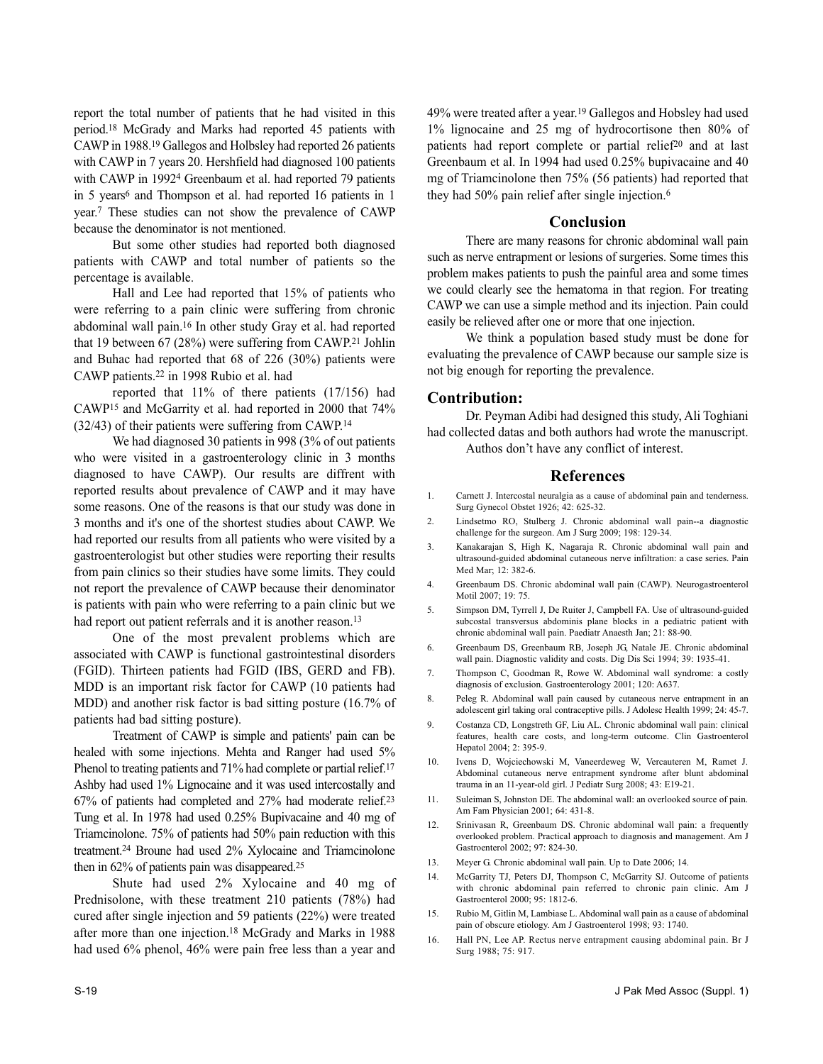report the total number of patients that he had visited in this period.[18] McGrady and Marks had reported 45 patients with CAWP in 1988.[19] Gallegos and Holbsley had reported 26 patients with CAWP in 7 years 20. Hershfield had diagnosed 100 patients with CAWP in 1992[4] Greenbaum et al. had reported 79 patients in 5 years[6] and Thompson et al. had reported 16 patients in 1 year.[7] These studies can not show the prevalence of CAWP because the denominator is not mentioned.

But some other studies had reported both diagnosed patients with CAWP and total number of patients so the percentage is available.

Hall and Lee had reported that 15% of patients who were referring to a pain clinic were suffering from chronic abdominal wall pain.[16] In other study Gray et al. had reported that 19 between 67 (28%) were suffering from CAWP.[21] Johlin and Buhac had reported that 68 of 226 (30%) patients were CAWP patients.[22] in 1998 Rubio et al. had

reported that 11% of there patients (17/156) had CAWP[15] and McGarrity et al. had reported in 2000 that 74% (32/43) of their patients were suffering from CAWP.[14]

We had diagnosed 30 patients in 998 (3% of out patients who were visited in a gastroenterology clinic in 3 months diagnosed to have CAWP). Our results are diffrent with reported results about prevalence of CAWP and it may have some reasons. One of the reasons is that our study was done in 3 months and it's one of the shortest studies about CAWP. We had reported our results from all patients who were visited by a gastroenterologist but other studies were reporting their results from pain clinics so their studies have some limits. They could not report the prevalence of CAWP because their denominator is patients with pain who were referring to a pain clinic but we had report out patient referrals and it is another reason.[13]

One of the most prevalent problems which are associated with CAWP is functional gastrointestinal disorders (FGID). Thirteen patients had FGID (IBS, GERD and FB). MDD is an important risk factor for CAWP (10 patients had MDD) and another risk factor is bad sitting posture (16.7% of patients had bad sitting posture).

Treatment of CAWP is simple and patients' pain can be healed with some injections. Mehta and Ranger had used 5% Phenol to treating patients and 71% had complete or partial relief.[17] Ashby had used 1% Lignocaine and it was used intercostally and 67% of patients had completed and 27% had moderate relief.[23] Tung et al. In 1978 had used 0.25% Bupivacaine and 40 mg of Triamcinolone. 75% of patients had 50% pain reduction with this treatment.[24] Broune had used 2% Xylocaine and Triamcinolone then in 62% of patients pain was disappeared.[25]

Shute had used 2% Xylocaine and 40 mg of Prednisolone, with these treatment 210 patients (78%) had cured after single injection and 59 patients (22%) were treated after more than one injection.[18] McGrady and Marks in 1988 had used 6% phenol, 46% were pain free less than a year and 49% were treated after a year.[19] Gallegos and Hobsley had used 1% lignocaine and 25 mg of hydrocortisone then 80% of patients had report complete or partial relief[20] and at last Greenbaum et al. In 1994 had used 0.25% bupivacaine and 40 mg of Triamcinolone then 75% (56 patients) had reported that they had 50% pain relief after single injection.[6]

## Conclusion

There are many reasons for chronic abdominal wall pain such as nerve entrapment or lesions of surgeries. Some times this problem makes patients to push the painful area and some times we could clearly see the hematoma in that region. For treating CAWP we can use a simple method and its injection. Pain could easily be relieved after one or more that one injection.

We think a population based study must be done for evaluating the prevalence of CAWP because our sample size is not big enough for reporting the prevalence.

## Contribution:

Dr. Peyman Adibi had designed this study, Ali Toghiani had collected datas and both authors had wrote the manuscript.

Authos don't have any conflict of interest.

## References

1. Carnett J. Intercostal neuralgia as a cause of abdominal pain and tenderness. Surg Gynecol Obstet 1926; 42: 625-32.
2. Lindsetmo RO, Stulberg J. Chronic abdominal wall pain--a diagnostic challenge for the surgeon. Am J Surg 2009; 198: 129-34.
3. Kanakarajan S, High K, Nagaraja R. Chronic abdominal wall pain and ultrasound-guided abdominal cutaneous nerve infiltration: a case series. Pain Med Mar; 12: 382-6.
4. Greenbaum DS. Chronic abdominal wall pain (CAWP). Neurogastroenterol Motil 2007; 19: 75.
5. Simpson DM, Tyrrell J, De Ruiter J, Campbell FA. Use of ultrasound-guided subcostal transversus abdominis plane blocks in a pediatric patient with chronic abdominal wall pain. Paediatr Anaesth Jan; 21: 88-90.
6. Greenbaum DS, Greenbaum RB, Joseph JG, Natale JE. Chronic abdominal wall pain. Diagnostic validity and costs. Dig Dis Sci 1994; 39: 1935-41.
7. Thompson C, Goodman R, Rowe W. Abdominal wall syndrome: a costly diagnosis of exclusion. Gastroenterology 2001; 120: A637.
8. Peleg R. Abdominal wall pain caused by cutaneous nerve entrapment in an adolescent girl taking oral contraceptive pills. J Adolesc Health 1999; 24: 45-7.
9. Costanza CD, Longstreth GF, Liu AL. Chronic abdominal wall pain: clinical features, health care costs, and long-term outcome. Clin Gastroenterol Hepatol 2004; 2: 395-9.
10. Ivens D, Wojciechowski M, Vaneerdeweg W, Vercauteren M, Ramet J. Abdominal cutaneous nerve entrapment syndrome after blunt abdominal trauma in an 11-year-old girl. J Pediatr Surg 2008; 43: E19-21.
11. Suleiman S, Johnston DE. The abdominal wall: an overlooked source of pain. Am Fam Physician 2001; 64: 431-8.
12. Srinivasan R, Greenbaum DS. Chronic abdominal wall pain: a frequently overlooked problem. Practical approach to diagnosis and management. Am J Gastroenterol 2002; 97: 824-30.
13. Meyer G. Chronic abdominal wall pain. Up to Date 2006; 14.
14. McGarrity TJ, Peters DJ, Thompson C, McGarrity SJ. Outcome of patients with chronic abdominal pain referred to chronic pain clinic. Am J Gastroenterol 2000; 95: 1812-6.
15. Rubio M, Gitlin M, Lambiase L. Abdominal wall pain as a cause of abdominal pain of obscure etiology. Am J Gastroenterol 1998; 93: 1740.
16. Hall PN, Lee AP. Rectus nerve entrapment causing abdominal pain. Br J Surg 1988; 75: 917.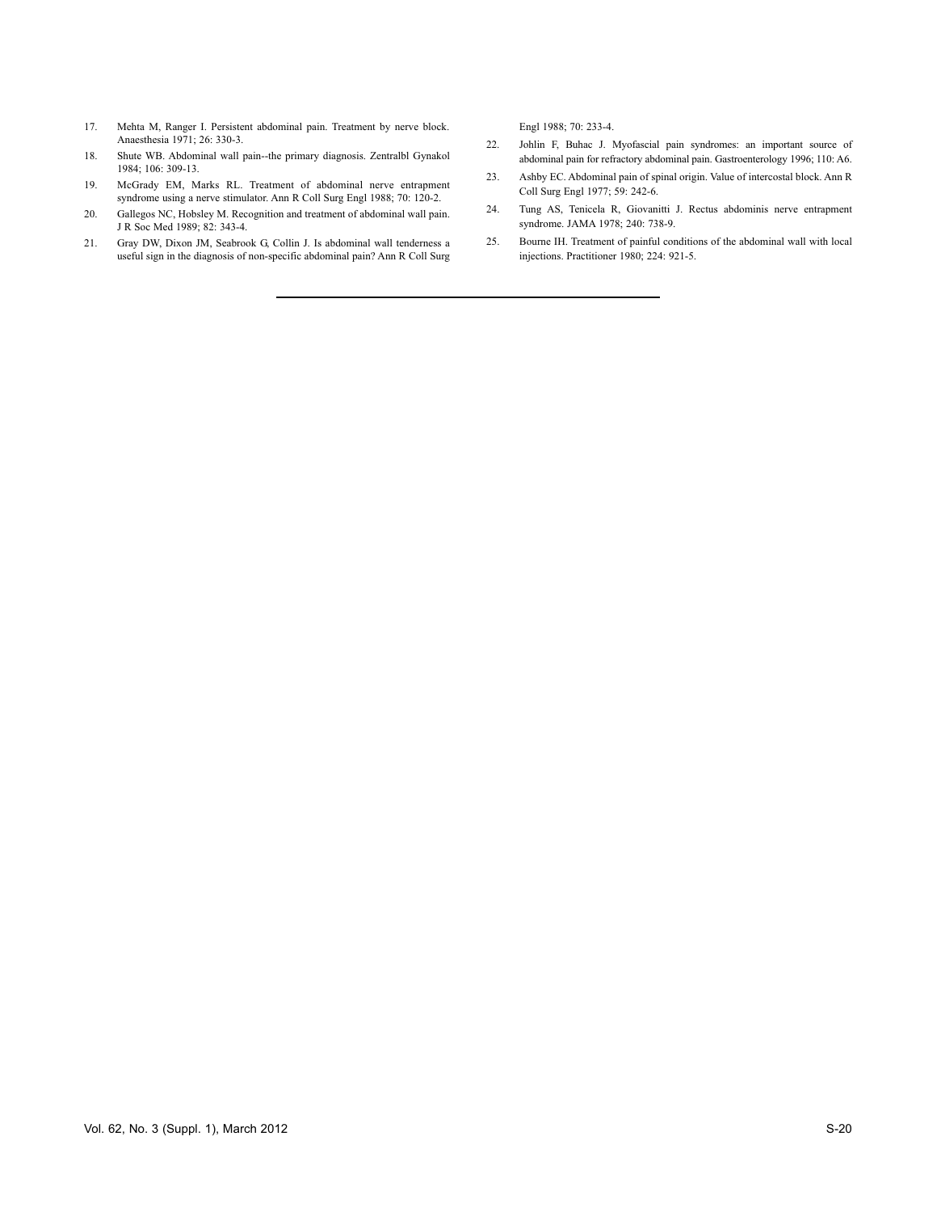17. Mehta M, Ranger I. Persistent abdominal pain. Treatment by nerve block. Anaesthesia 1971; 26: 330-3.
18. Shute WB. Abdominal wall pain--the primary diagnosis. Zentralbl Gynakol 1984; 106: 309-13.
19. McGrady EM, Marks RL. Treatment of abdominal nerve entrapment syndrome using a nerve stimulator. Ann R Coll Surg Engl 1988; 70: 120-2.
20. Gallegos NC, Hobsley M. Recognition and treatment of abdominal wall pain. J R Soc Med 1989; 82: 343-4.
21. Gray DW, Dixon JM, Seabrook G, Collin J. Is abdominal wall tenderness a useful sign in the diagnosis of non-specific abdominal pain? Ann R Coll Surg Engl 1988; 70: 233-4.
22. Johlin F, Buhac J. Myofascial pain syndromes: an important source of abdominal pain for refractory abdominal pain. Gastroenterology 1996; 110: A6.
23. Ashby EC. Abdominal pain of spinal origin. Value of intercostal block. Ann R Coll Surg Engl 1977; 59: 242-6.
24. Tung AS, Tenicela R, Giovanitti J. Rectus abdominis nerve entrapment syndrome. JAMA 1978; 240: 738-9.
25. Bourne IH. Treatment of painful conditions of the abdominal wall with local injections. Practitioner 1980; 224: 921-5.